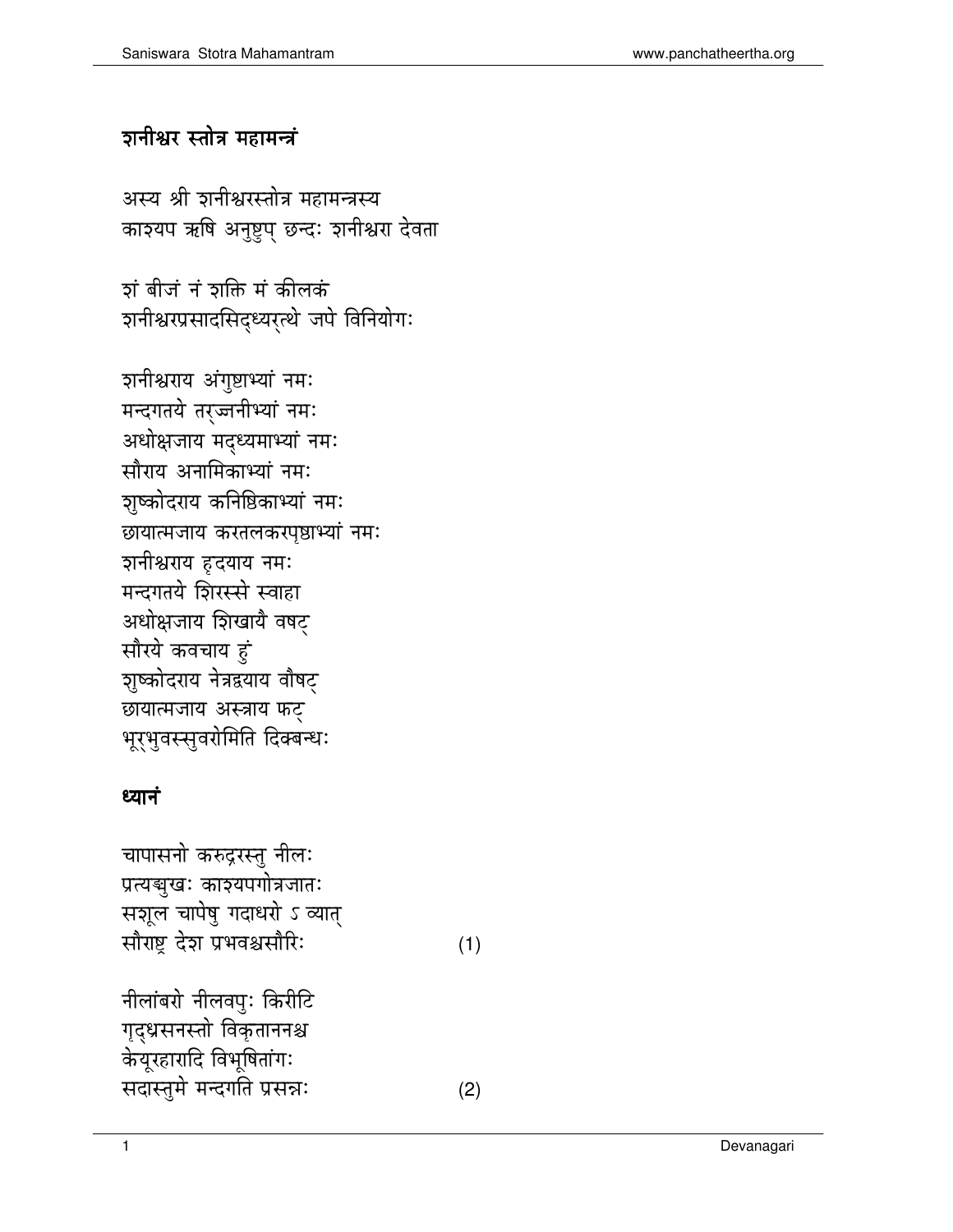## शनीश्वर स्तोत्र महामन्त्रं

अस्य श्री शनीश्वरस्तोत्र महामन्त्रस्य
काश्यप ऋषि अनुष्टुप् छन्दः शनीश्वरा देवता

शं बीजं नं शक्ति मं कीलकं
शनीश्वरप्रसादसिद्ध्यर्त्थे जपे विनियोगः

शनीश्वराय अंगुष्ठाभ्यां नमः
मन्दगतये तर्ज्जनीभ्यां नमः
अधोक्षजाय मद्ध्यमाभ्यां नमः
सौराय अनामिकाभ्यां नमः
शुष्कोदराय कनिष्ठिकाभ्यां नमः
छायात्मजाय करतलकरपृष्ठाभ्यां नमः
शनीश्वराय हृदयाय नमः
मन्दगतये शिरस्से स्वाहा
अधोक्षजाय शिखायै वषट्
सौरये कवचाय हुं
शुष्कोदराय नेत्रद्वयाय वौषट्
छायात्मजाय अस्त्राय फट्
भूर्भुवस्सुवरोमिति दिक्बन्धः

## ध्यानं

चापासनो करुद्रस्तु नीलः
प्रत्यङ्मुखः काश्यपगोत्रजातः
सशूल चापेषु गदाधरो ऽ व्यात्
सौराष्ट्र देश प्रभवश्चसौरिः (1)

नीलांबरो नीलवपुः किरीटि
गृद्ध्रसनस्तो विकृताननश्च
केयूरहारादि विभूषितांगः
सदास्तुमे मन्दगति प्रसन्नः (2)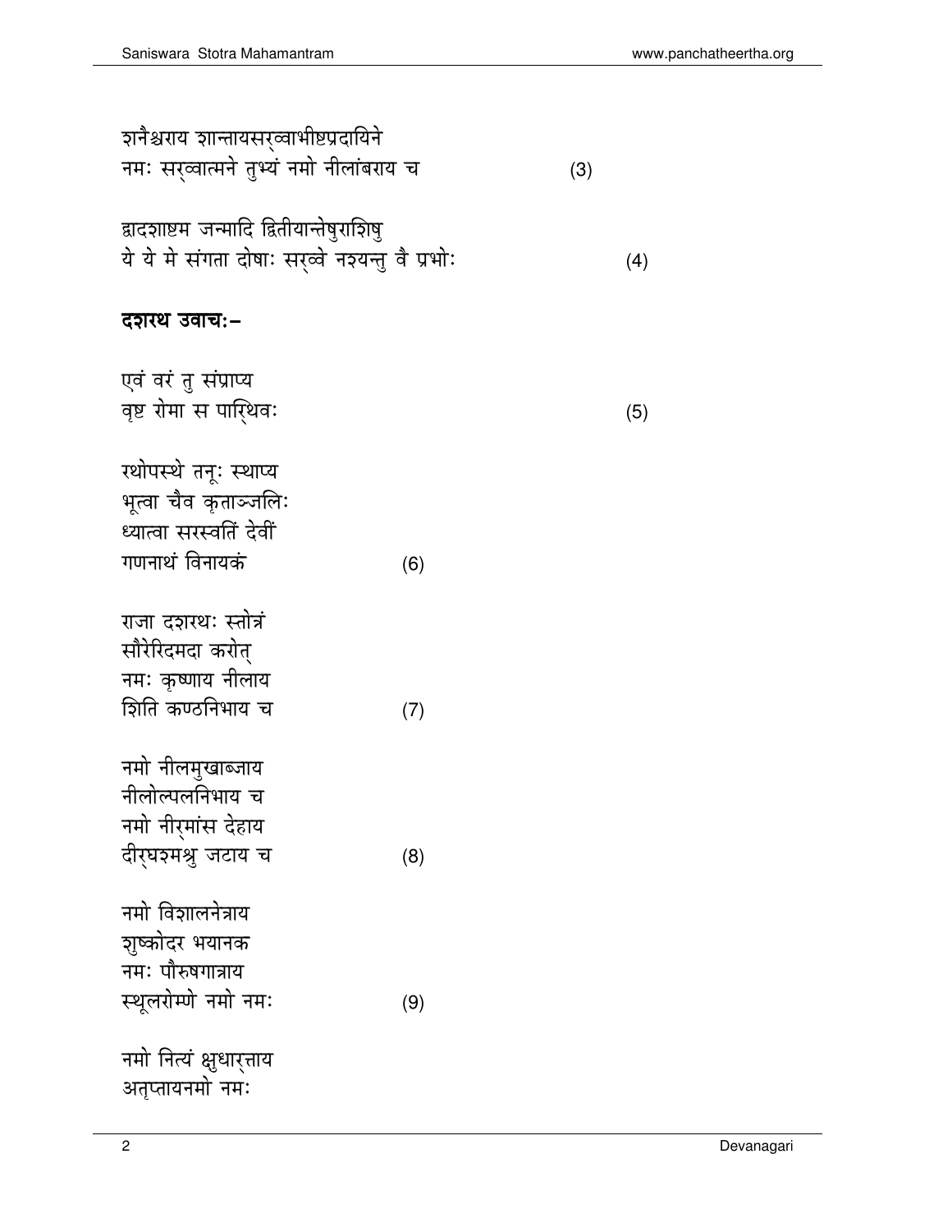शनैश्चराय शान्तायसर्व्वाभीष्टप्रदायिने
नमः सर्व्वात्मने तुभ्यं नमो नीलांबराय च (3)

द्वादशाष्टम जन्मादि द्वितीयान्तेषुराशिषु
ये ये मे संगता दोषाः सर्व्वे नश्यन्तु वै प्रभोः (4)

**दशरथ उवाचः–**

एवं वरं तु संप्राप्य
वृष्ट रोमा स पार्थिवः (5)

रथोपस्थे तनूः स्थाप्य
भूत्वा चैव कृताञ्जलिः
ध्यात्वा सरस्वतिं देवीं
गणनाथं विनायकं (6)

राजा दशरथः स्तोत्रं
सौरेरिदमदा करोत्
नमः कृष्णाय नीलाय
शिति कण्ठनिभाय च (7)

नमो नीलमुखाब्जाय
नीलोल्पलनिभाय च
नमो नीर्मांस देहाय
दीर्घश्मश्रु जटाय च (8)

नमो विशालनेत्राय
शुष्कोदर भयानक
नमः पौरुषगात्राय
स्थूलरोम्णे नमो नमः (9)

नमो नित्यं क्षुधार्त्ताय
अतृप्तायनमो नमः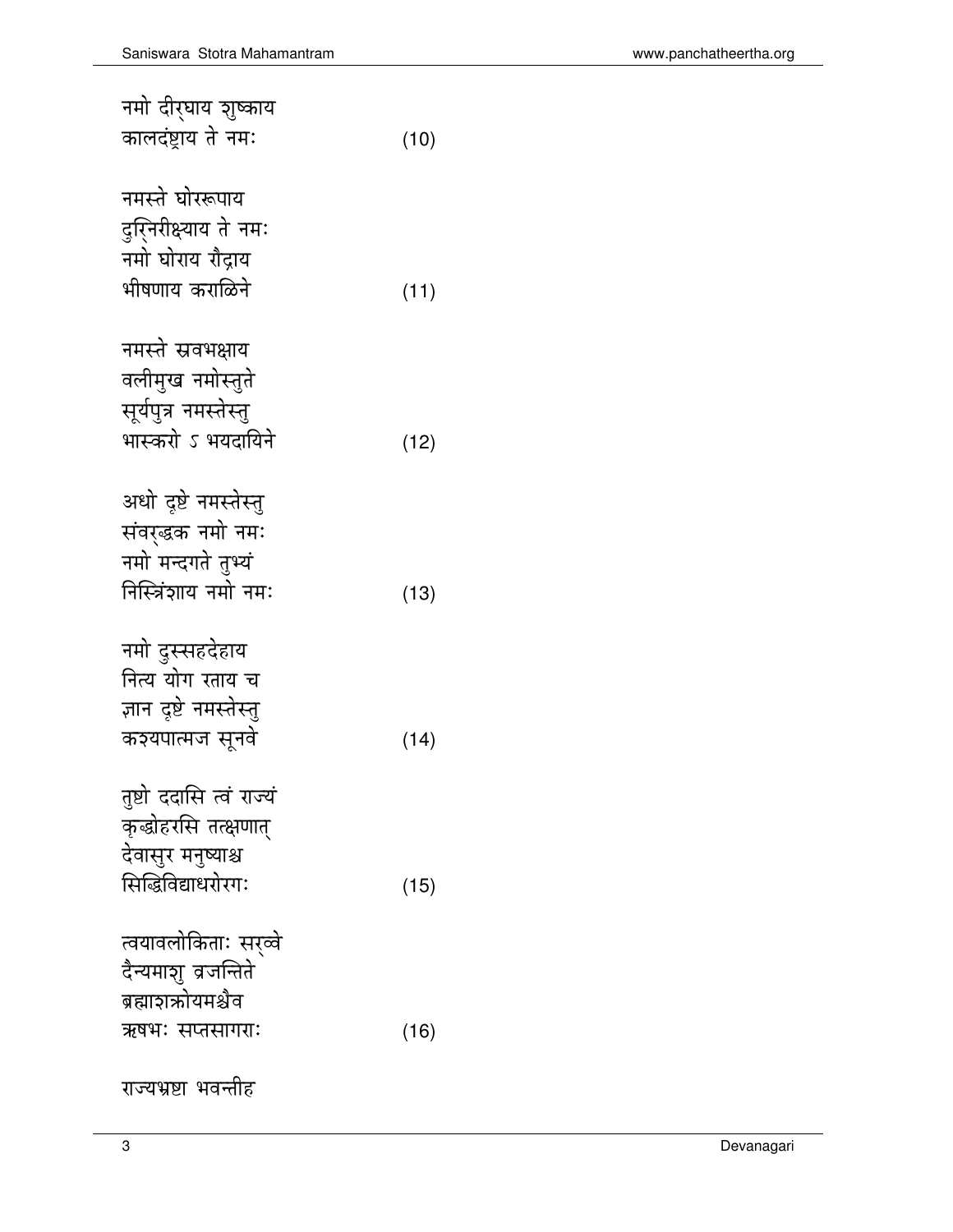नमो दीर्घाय शुष्काय
कालदंष्ट्राय ते नमः (10)

नमस्ते घोररूपाय
दुर्निरीक्ष्याय ते नमः
नमो घोराय रौद्राय
भीषणाय कराळिने (11)

नमस्ते स्रवभक्षाय
वलीमुख नमोस्तुते
सूर्यपुत्र नमस्तेस्तु
भास्करो ऽ भयदायिने (12)

अधो दृष्टे नमस्तेस्तु
संवर्द्धक नमो नमः
नमो मन्दगते तुभ्यं
निस्त्रिंशाय नमो नमः (13)

नमो दुस्सहदेहाय
नित्य योग रताय च
ज्ञान दृष्टे नमस्तेस्तु
कश्यपात्मज सूनवे (14)

तुष्टो ददासि त्वं राज्यं
कृद्धोहरसि तत्क्षणात्
देवासुर मनुष्याश्च
सिद्धिविद्याधरोरगः (15)

त्वयावलोकिताः सर्व्वे
दैन्यमाशु व्रजन्तिते
ब्रह्माशक्रोयमश्चैव
ऋषभः सप्तसागराः (16)

राज्यभ्रष्टा भवन्तीह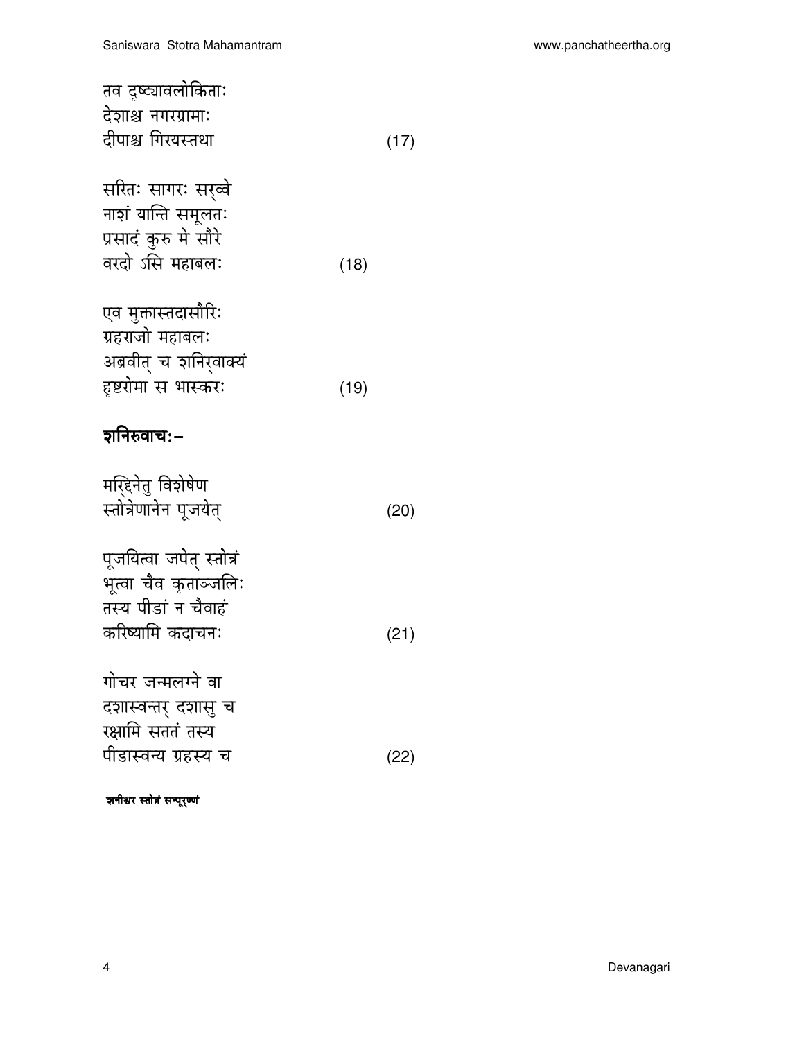तव दृष्ट्यावलोकिताः
देशाश्च नगरग्रामाः
दीपाश्च गिरयस्तथा (17)

सरितः सागरः सर्व्वे
नाशं यान्ति समूलतः
प्रसादं कुरु मे सौरे
वरदो ऽसि महाबलः (18)

एव मुक्तास्तदासौरिः
ग्रहराजो महाबलः
अब्रवीत् च शनिर्वाक्यं
हृष्टरोमा स भास्करः (19)

**शनिरुवाचः–**

मद्दिनेतु विशेषेण
स्तोत्रेणानेन पूजयेत् (20)

पूजयित्वा जपेत् स्तोत्रं
भूत्वा चैव कृताञ्जलिः
तस्य पीडां न चैवाहं
करिष्यामि कदाचनः (21)

गोचर जन्मलग्ने वा
दशास्वन्तर् दशासु च
रक्षामि सततं तस्य
पीडास्वन्य ग्रहस्य च (22)

शनीश्वर स्तोत्रं सम्पूर्णं